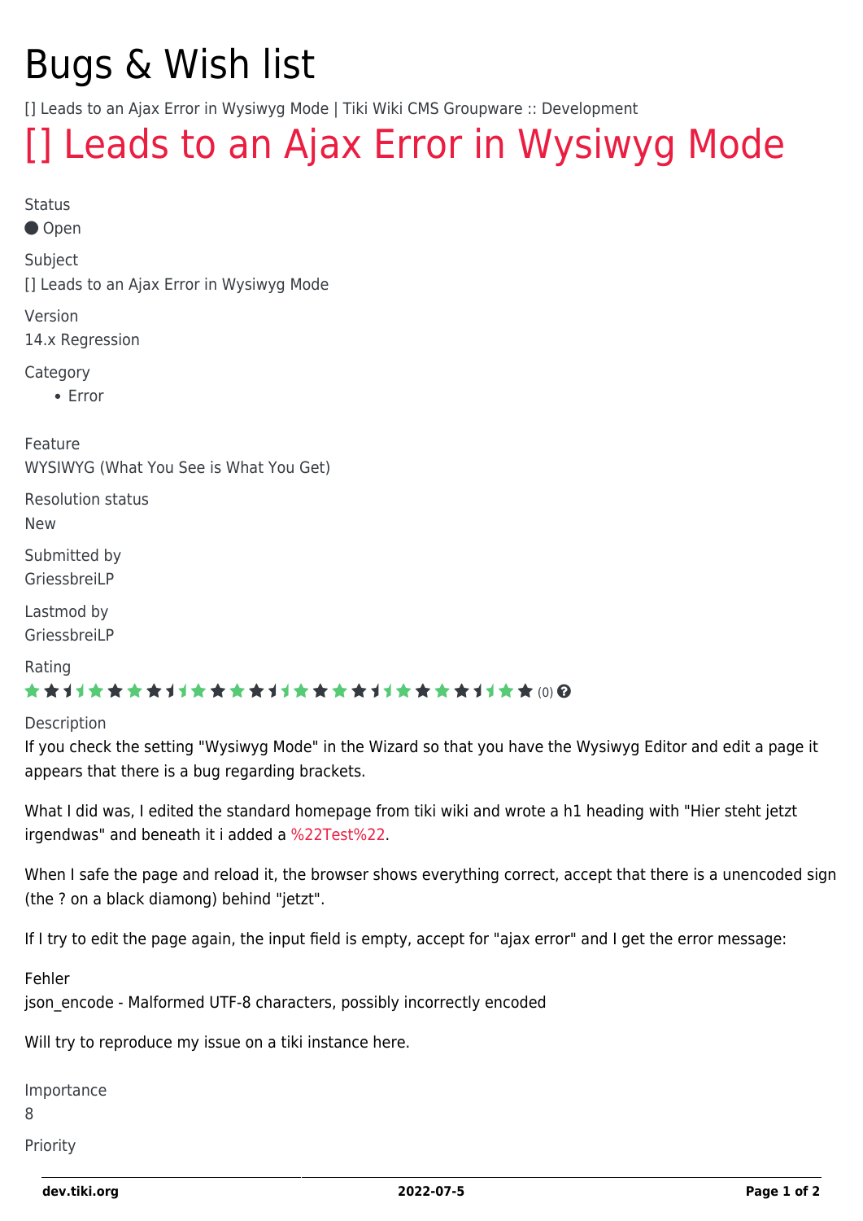# Bugs & Wish list

[] Leads to an Ajax Error in Wysiwyg Mode | Tiki Wiki CMS Groupware :: Development

# [] Leads to an Ajax Error in Wysiwyg Mode

Status

● Open

Subject

[] Leads to an Ajax Error in Wysiwyg Mode

Version

14.x Regression

Category

- Error

Feature

WYSIWYG (What You See is What You Get)

Resolution status

New

Submitted by

GriessbreiLP

Lastmod by

GriessbreiLP

Rating

★★★★★★★★★★★★★★★★★★★★★★★★★★★★★★ (0)

Description

If you check the setting "Wysiwyg Mode" in the Wizard so that you have the Wysiwyg Editor and edit a page it appears that there is a bug regarding brackets.

What I did was, I edited the standard homepage from tiki wiki and wrote a h1 heading with "Hier steht jetzt irgendwas" and beneath it i added a %22Test%22.

When I safe the page and reload it, the browser shows everything correct, accept that there is a unencoded sign (the ? on a black diamong) behind "jetzt".

If I try to edit the page again, the input field is empty, accept for "ajax error" and I get the error message:

Fehler
json_encode - Malformed UTF-8 characters, possibly incorrectly encoded

Will try to reproduce my issue on a tiki instance here.

Importance

8

Priority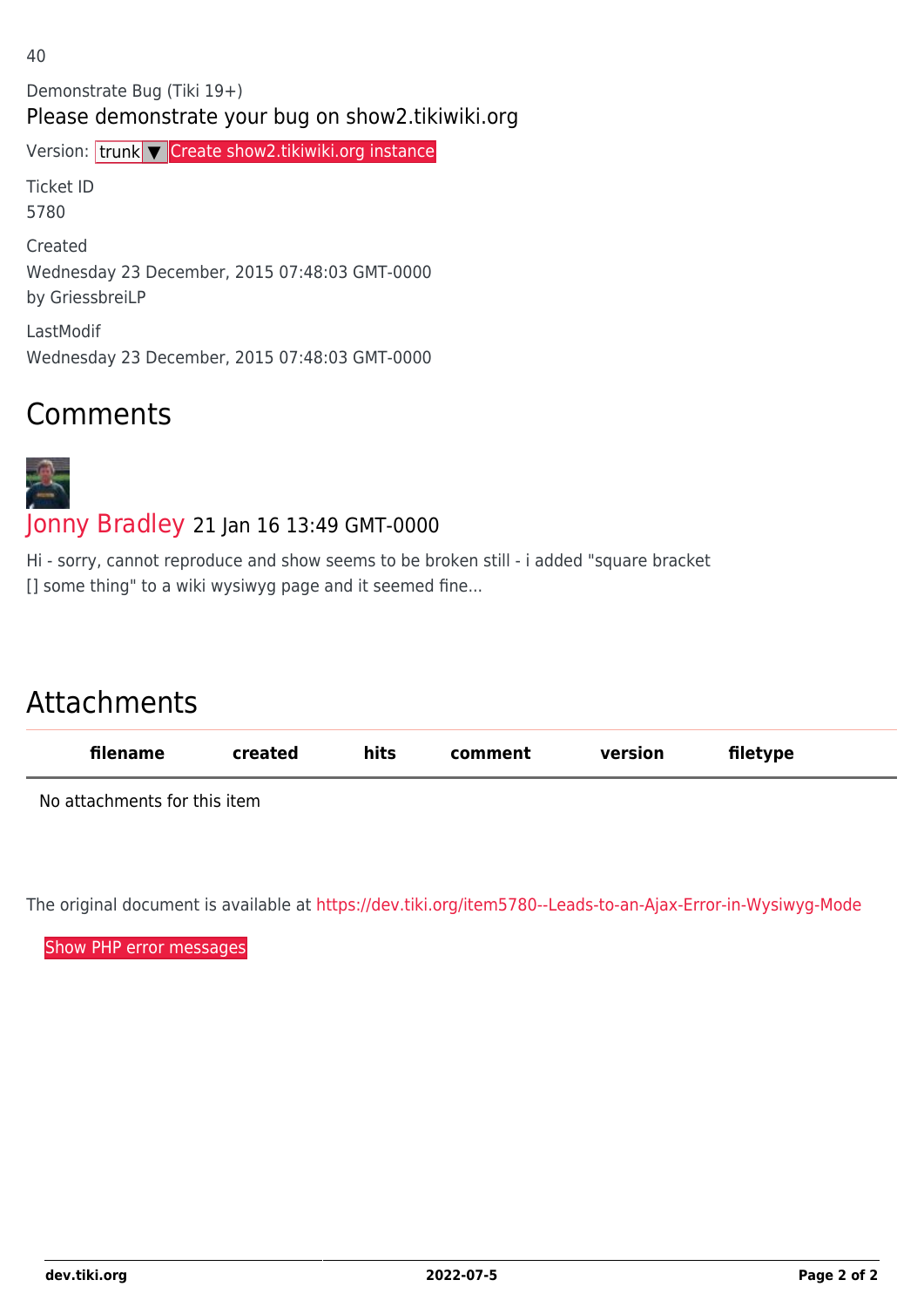40

Demonstrate Bug (Tiki 19+)

Please demonstrate your bug on show2.tikiwiki.org

Version: trunk ▼ Create show2.tikiwiki.org instance

Ticket ID
5780

Created
Wednesday 23 December, 2015 07:48:03 GMT-0000
by GriessbreiLP

LastModif
Wednesday 23 December, 2015 07:48:03 GMT-0000

## Comments

Jonny Bradley 21 Jan 16 13:49 GMT-0000

Hi - sorry, cannot reproduce and show seems to be broken still - i added "square bracket [] some thing" to a wiki wysiwyg page and it seemed fine...

## Attachments

| filename | created | hits | comment | version | filetype |
|---|---|---|---|---|---|
| No attachments for this item | | | | | |

The original document is available at https://dev.tiki.org/item5780--Leads-to-an-Ajax-Error-in-Wysiwyg-Mode

Show PHP error messages